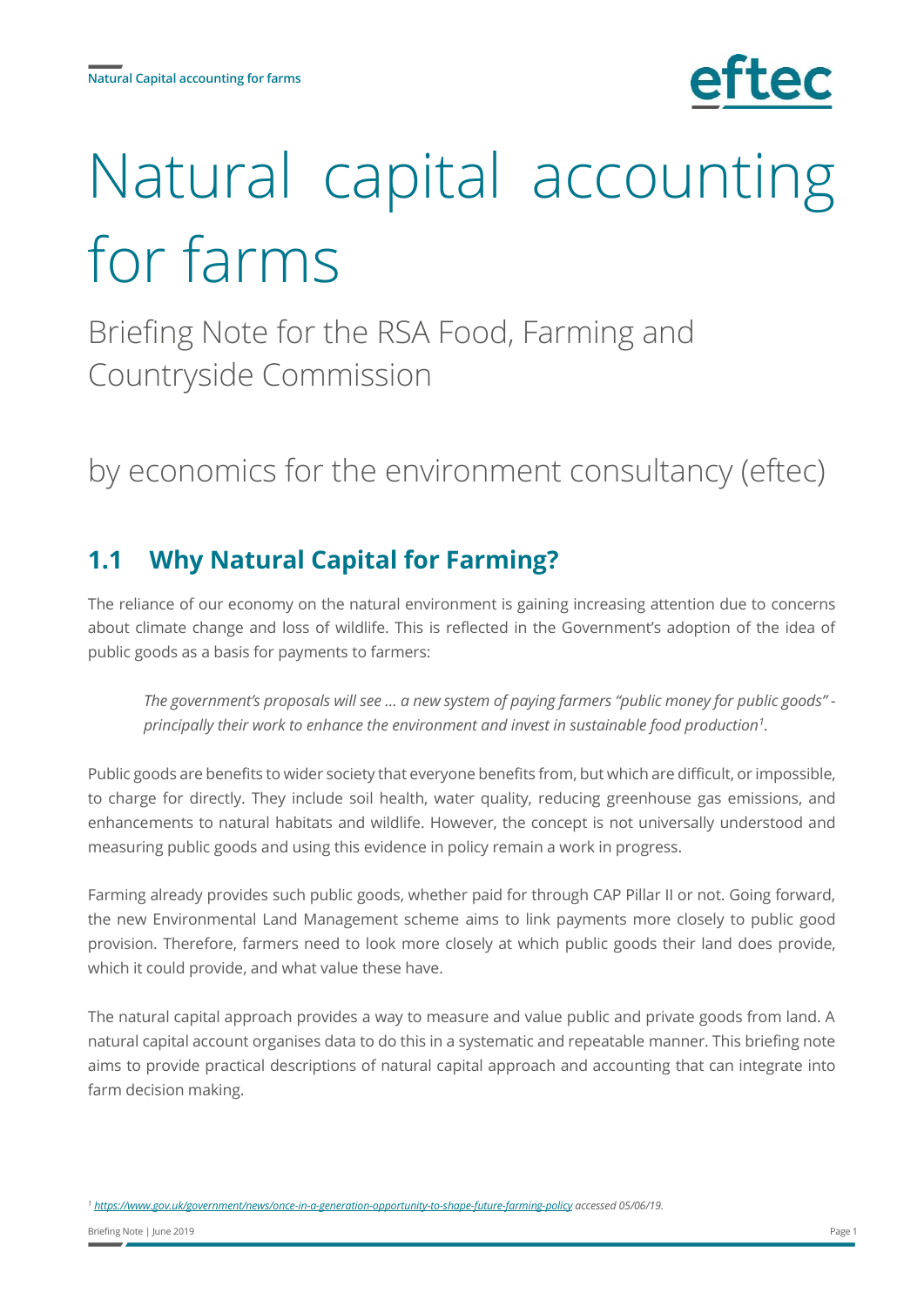# Natural capital accounting for farms

Briefing Note for the RSA Food, Farming and Countryside Commission

by economics for the environment consultancy (eftec)

## 1.1 Why Natural Capital for Farming?

The reliance of our economy on the natural environment is gaining increasing attention due to concerns about climate change and loss of wildlife. This is reflected in the Government's adoption of the idea of public goods as a basis for payments to farmers:

> *The government's proposals will see … a new system of paying farmers "public money for public goods" - principally their work to enhance the environment and invest in sustainable food production*[1].

Public goods are benefits to wider society that everyone benefits from, but which are difficult, or impossible, to charge for directly. They include soil health, water quality, reducing greenhouse gas emissions, and enhancements to natural habitats and wildlife. However, the concept is not universally understood and measuring public goods and using this evidence in policy remain a work in progress.

Farming already provides such public goods, whether paid for through CAP Pillar II or not. Going forward, the new Environmental Land Management scheme aims to link payments more closely to public good provision. Therefore, farmers need to look more closely at which public goods their land does provide, which it could provide, and what value these have.

The natural capital approach provides a way to measure and value public and private goods from land. A natural capital account organises data to do this in a systematic and repeatable manner. This briefing note aims to provide practical descriptions of natural capital approach and accounting that can integrate into farm decision making.

[1] *https://www.gov.uk/government/news/once-in-a-generation-opportunity-to-shape-future-farming-policy accessed 05/06/19.*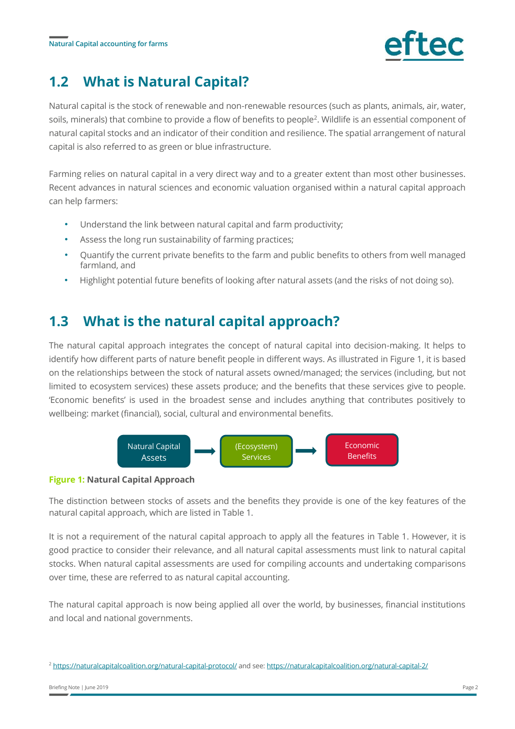## 1.2 What is Natural Capital?

Natural capital is the stock of renewable and non-renewable resources (such as plants, animals, air, water, soils, minerals) that combine to provide a flow of benefits to people[2]. Wildlife is an essential component of natural capital stocks and an indicator of their condition and resilience. The spatial arrangement of natural capital is also referred to as green or blue infrastructure.

Farming relies on natural capital in a very direct way and to a greater extent than most other businesses. Recent advances in natural sciences and economic valuation organised within a natural capital approach can help farmers:

- Understand the link between natural capital and farm productivity;
- Assess the long run sustainability of farming practices;
- Quantify the current private benefits to the farm and public benefits to others from well managed farmland, and
- Highlight potential future benefits of looking after natural assets (and the risks of not doing so).

## 1.3 What is the natural capital approach?

The natural capital approach integrates the concept of natural capital into decision-making. It helps to identify how different parts of nature benefit people in different ways. As illustrated in Figure 1, it is based on the relationships between the stock of natural assets owned/managed; the services (including, but not limited to ecosystem services) these assets produce; and the benefits that these services give to people. 'Economic benefits' is used in the broadest sense and includes anything that contributes positively to wellbeing: market (financial), social, cultural and environmental benefits.

Natural Capital Assets → (Ecosystem) Services → Economic Benefits

**Figure 1: Natural Capital Approach**

The distinction between stocks of assets and the benefits they provide is one of the key features of the natural capital approach, which are listed in Table 1.

It is not a requirement of the natural capital approach to apply all the features in Table 1. However, it is good practice to consider their relevance, and all natural capital assessments must link to natural capital stocks. When natural capital assessments are used for compiling accounts and undertaking comparisons over time, these are referred to as natural capital accounting.

The natural capital approach is now being applied all over the world, by businesses, financial institutions and local and national governments.

[2] https://naturalcapitalcoalition.org/natural-capital-protocol/ and see: https://naturalcapitalcoalition.org/natural-capital-2/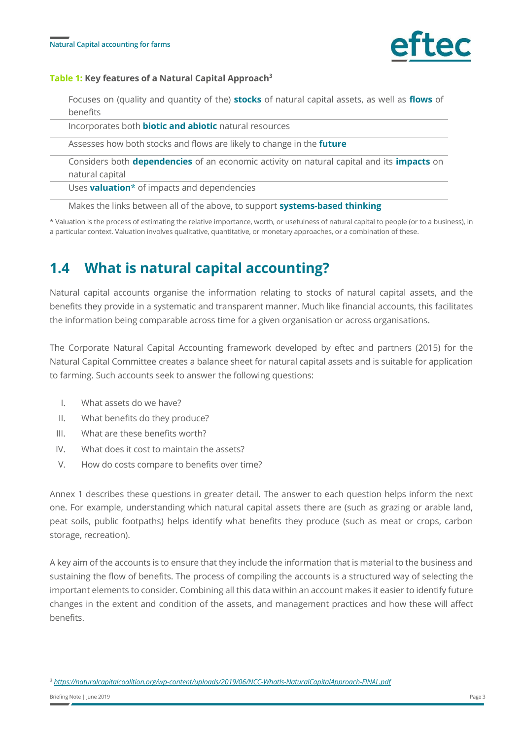**Table 1: Key features of a Natural Capital Approach**[3]

| Key features |
| --- |
| Focuses on (quality and quantity of the) **stocks** of natural capital assets, as well as **flows** of benefits |
| Incorporates both **biotic and abiotic** natural resources |
| Assesses how both stocks and flows are likely to change in the **future** |
| Considers both **dependencies** of an economic activity on natural capital and its **impacts** on natural capital |
| Uses **valuation*** of impacts and dependencies |
| Makes the links between all of the above, to support **systems-based thinking** |

* Valuation is the process of estimating the relative importance, worth, or usefulness of natural capital to people (or to a business), in a particular context. Valuation involves qualitative, quantitative, or monetary approaches, or a combination of these.

## 1.4 What is natural capital accounting?

Natural capital accounts organise the information relating to stocks of natural capital assets, and the benefits they provide in a systematic and transparent manner. Much like financial accounts, this facilitates the information being comparable across time for a given organisation or across organisations.

The Corporate Natural Capital Accounting framework developed by eftec and partners (2015) for the Natural Capital Committee creates a balance sheet for natural capital assets and is suitable for application to farming. Such accounts seek to answer the following questions:

I. What assets do we have?
II. What benefits do they produce?
III. What are these benefits worth?
IV. What does it cost to maintain the assets?
V. How do costs compare to benefits over time?

Annex 1 describes these questions in greater detail. The answer to each question helps inform the next one. For example, understanding which natural capital assets there are (such as grazing or arable land, peat soils, public footpaths) helps identify what benefits they produce (such as meat or crops, carbon storage, recreation).

A key aim of the accounts is to ensure that they include the information that is material to the business and sustaining the flow of benefits. The process of compiling the accounts is a structured way of selecting the important elements to consider. Combining all this data within an account makes it easier to identify future changes in the extent and condition of the assets, and management practices and how these will affect benefits.

[3] https://naturalcapitalcoalition.org/wp-content/uploads/2019/06/NCC-WhatIs-NaturalCapitalApproach-FINAL.pdf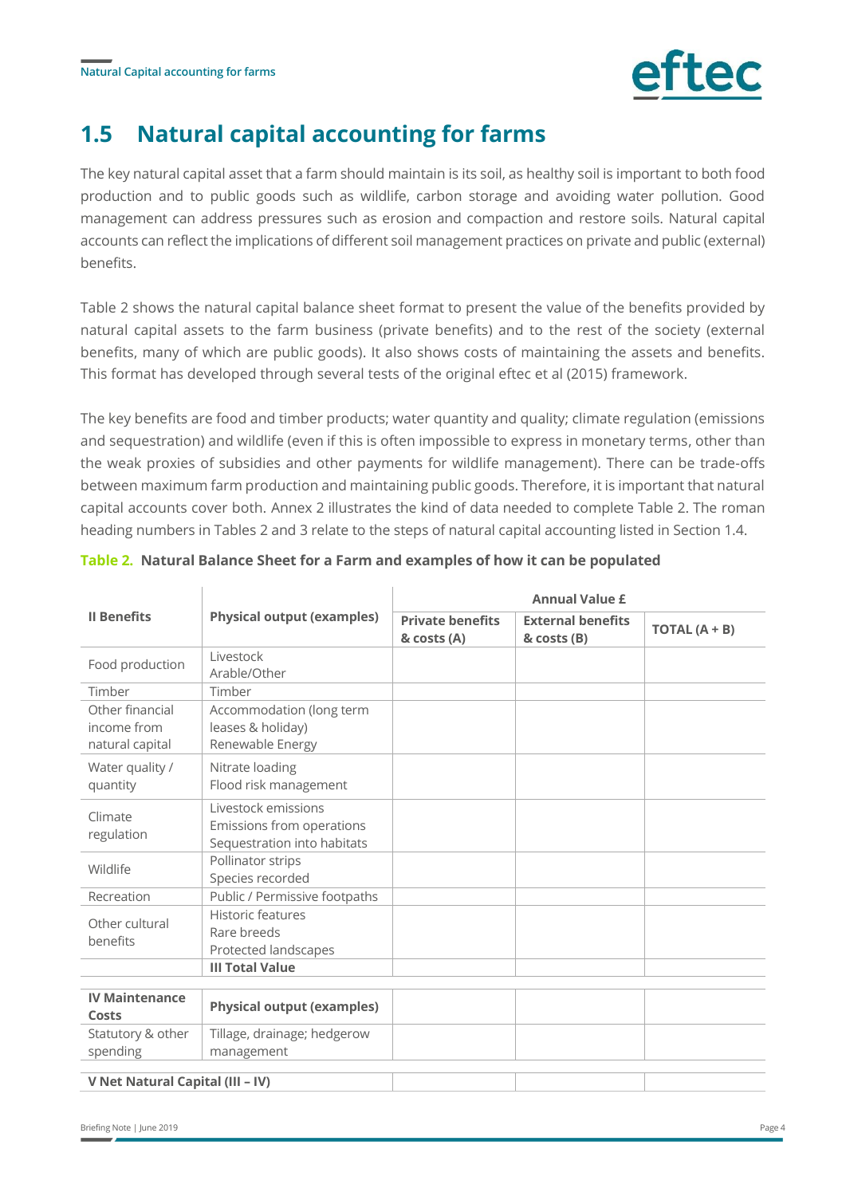## 1.5 Natural capital accounting for farms

The key natural capital asset that a farm should maintain is its soil, as healthy soil is important to both food production and to public goods such as wildlife, carbon storage and avoiding water pollution. Good management can address pressures such as erosion and compaction and restore soils. Natural capital accounts can reflect the implications of different soil management practices on private and public (external) benefits.

Table 2 shows the natural capital balance sheet format to present the value of the benefits provided by natural capital assets to the farm business (private benefits) and to the rest of the society (external benefits, many of which are public goods). It also shows costs of maintaining the assets and benefits. This format has developed through several tests of the original eftec et al (2015) framework.

The key benefits are food and timber products; water quantity and quality; climate regulation (emissions and sequestration) and wildlife (even if this is often impossible to express in monetary terms, other than the weak proxies of subsidies and other payments for wildlife management). There can be trade-offs between maximum farm production and maintaining public goods. Therefore, it is important that natural capital accounts cover both. Annex 2 illustrates the kind of data needed to complete Table 2. The roman heading numbers in Tables 2 and 3 relate to the steps of natural capital accounting listed in Section 1.4.

**Table 2. Natural Balance Sheet for a Farm and examples of how it can be populated**

| **II Benefits** | **Physical output (examples)** | **Annual Value £** | | |
|---|---|---|---|---|
| | | **Private benefits & costs (A)** | **External benefits & costs (B)** | **TOTAL (A + B)** |
| Food production | Livestock<br>Arable/Other | | | |
| Timber | Timber | | | |
| Other financial income from natural capital | Accommodation (long term leases & holiday)<br>Renewable Energy | | | |
| Water quality / quantity | Nitrate loading<br>Flood risk management | | | |
| Climate regulation | Livestock emissions<br>Emissions from operations<br>Sequestration into habitats | | | |
| Wildlife | Pollinator strips<br>Species recorded | | | |
| Recreation | Public / Permissive footpaths | | | |
| Other cultural benefits | Historic features<br>Rare breeds<br>Protected landscapes | | | |
| | **III Total Value** | | | |
| **IV Maintenance Costs** | **Physical output (examples)** | | | |
| Statutory & other spending | Tillage, drainage; hedgerow management | | | |
| **V Net Natural Capital (III – IV)** | | | | |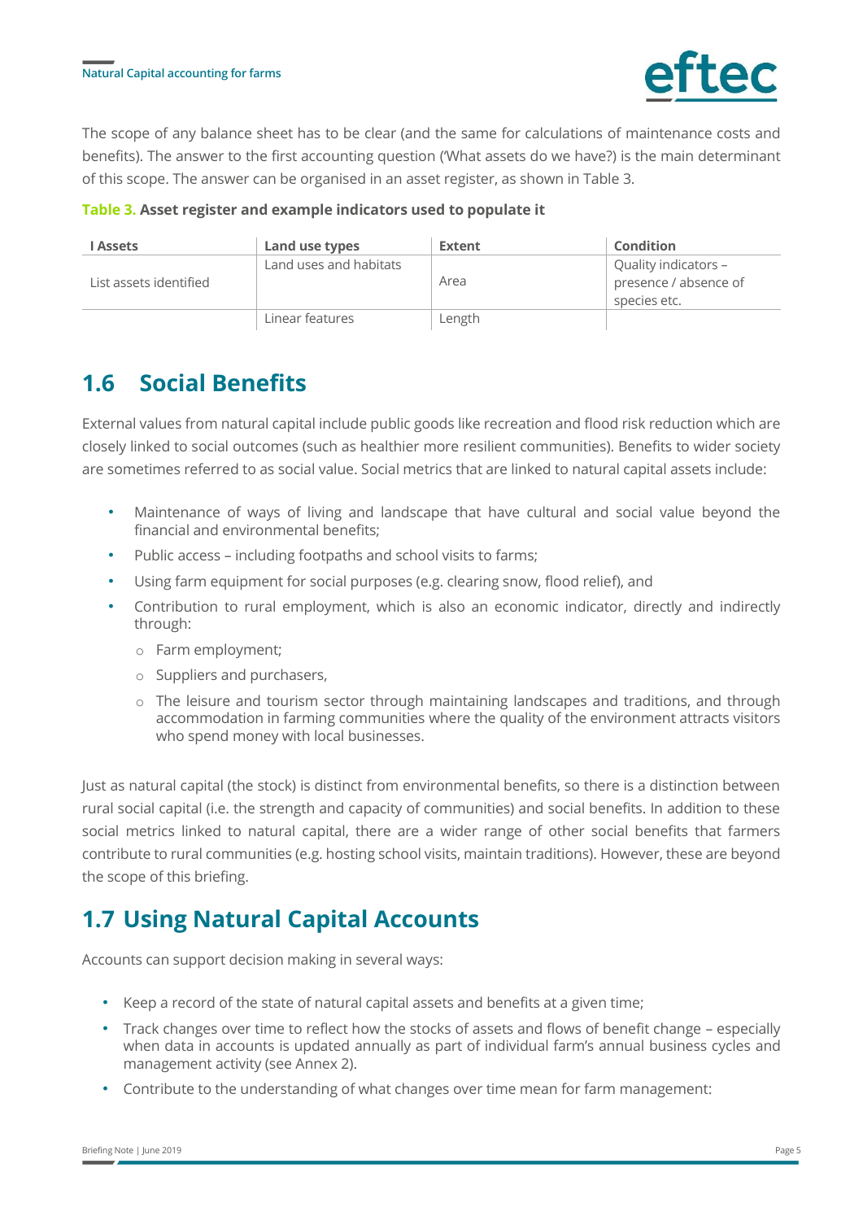The scope of any balance sheet has to be clear (and the same for calculations of maintenance costs and benefits). The answer to the first accounting question ('What assets do we have?) is the main determinant of this scope. The answer can be organised in an asset register, as shown in Table 3.

**Table 3. Asset register and example indicators used to populate it**

| I Assets | Land use types | Extent | Condition |
|---|---|---|---|
| List assets identified | Land uses and habitats | Area | Quality indicators – presence / absence of species etc. |
| | Linear features | Length | |

## 1.6 Social Benefits

External values from natural capital include public goods like recreation and flood risk reduction which are closely linked to social outcomes (such as healthier more resilient communities). Benefits to wider society are sometimes referred to as social value. Social metrics that are linked to natural capital assets include:

- Maintenance of ways of living and landscape that have cultural and social value beyond the financial and environmental benefits;
- Public access – including footpaths and school visits to farms;
- Using farm equipment for social purposes (e.g. clearing snow, flood relief), and
- Contribution to rural employment, which is also an economic indicator, directly and indirectly through:
  - Farm employment;
  - Suppliers and purchasers,
  - The leisure and tourism sector through maintaining landscapes and traditions, and through accommodation in farming communities where the quality of the environment attracts visitors who spend money with local businesses.

Just as natural capital (the stock) is distinct from environmental benefits, so there is a distinction between rural social capital (i.e. the strength and capacity of communities) and social benefits. In addition to these social metrics linked to natural capital, there are a wider range of other social benefits that farmers contribute to rural communities (e.g. hosting school visits, maintain traditions). However, these are beyond the scope of this briefing.

## 1.7 Using Natural Capital Accounts

Accounts can support decision making in several ways:

- Keep a record of the state of natural capital assets and benefits at a given time;
- Track changes over time to reflect how the stocks of assets and flows of benefit change – especially when data in accounts is updated annually as part of individual farm's annual business cycles and management activity (see Annex 2).
- Contribute to the understanding of what changes over time mean for farm management: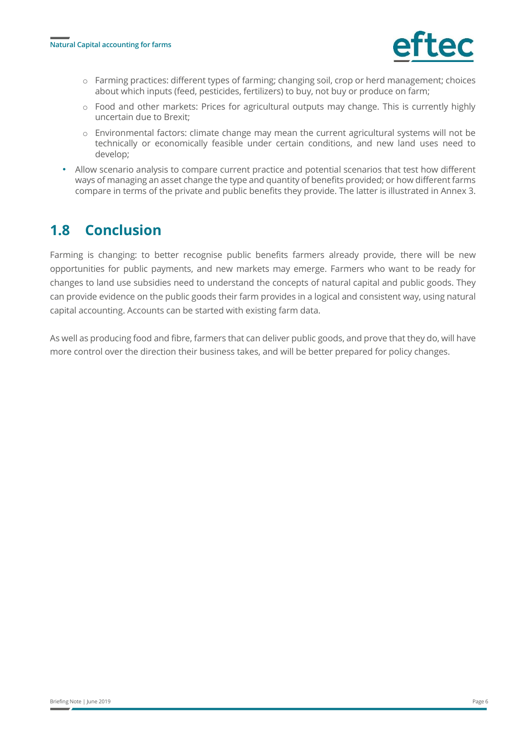- Farming practices: different types of farming; changing soil, crop or herd management; choices about which inputs (feed, pesticides, fertilizers) to buy, not buy or produce on farm;
  - Food and other markets: Prices for agricultural outputs may change. This is currently highly uncertain due to Brexit;
  - Environmental factors: climate change may mean the current agricultural systems will not be technically or economically feasible under certain conditions, and new land uses need to develop;
- Allow scenario analysis to compare current practice and potential scenarios that test how different ways of managing an asset change the type and quantity of benefits provided; or how different farms compare in terms of the private and public benefits they provide. The latter is illustrated in Annex 3.

## 1.8 Conclusion

Farming is changing: to better recognise public benefits farmers already provide, there will be new opportunities for public payments, and new markets may emerge. Farmers who want to be ready for changes to land use subsidies need to understand the concepts of natural capital and public goods. They can provide evidence on the public goods their farm provides in a logical and consistent way, using natural capital accounting. Accounts can be started with existing farm data.

As well as producing food and fibre, farmers that can deliver public goods, and prove that they do, will have more control over the direction their business takes, and will be better prepared for policy changes.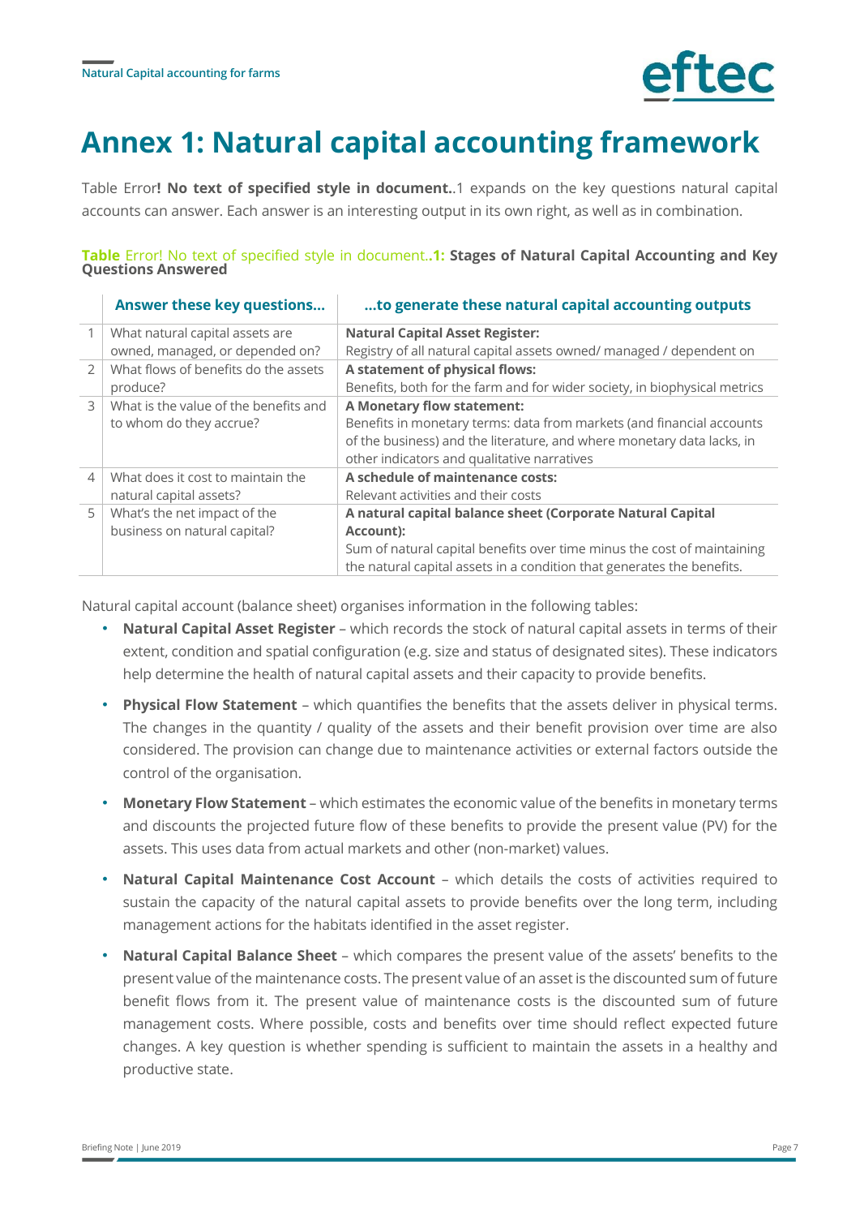# Annex 1: Natural capital accounting framework

Table Error**! No text of specified style in document.**.1 expands on the key questions natural capital accounts can answer. Each answer is an interesting output in its own right, as well as in combination.

**Table** Error! No text of specified style in document.**.1: Stages of Natural Capital Accounting and Key Questions Answered**

| | Answer these key questions… | …to generate these natural capital accounting outputs |
|---|---|---|
| 1 | What natural capital assets are owned, managed, or depended on? | **Natural Capital Asset Register:** Registry of all natural capital assets owned/ managed / dependent on |
| 2 | What flows of benefits do the assets produce? | **A statement of physical flows:** Benefits, both for the farm and for wider society, in biophysical metrics |
| 3 | What is the value of the benefits and to whom do they accrue? | **A Monetary flow statement:** Benefits in monetary terms: data from markets (and financial accounts of the business) and the literature, and where monetary data lacks, in other indicators and qualitative narratives |
| 4 | What does it cost to maintain the natural capital assets? | **A schedule of maintenance costs:** Relevant activities and their costs |
| 5 | What's the net impact of the business on natural capital? | **A natural capital balance sheet (Corporate Natural Capital Account):** Sum of natural capital benefits over time minus the cost of maintaining the natural capital assets in a condition that generates the benefits. |

Natural capital account (balance sheet) organises information in the following tables:

- **Natural Capital Asset Register** – which records the stock of natural capital assets in terms of their extent, condition and spatial configuration (e.g. size and status of designated sites). These indicators help determine the health of natural capital assets and their capacity to provide benefits.
- **Physical Flow Statement** – which quantifies the benefits that the assets deliver in physical terms. The changes in the quantity / quality of the assets and their benefit provision over time are also considered. The provision can change due to maintenance activities or external factors outside the control of the organisation.
- **Monetary Flow Statement** – which estimates the economic value of the benefits in monetary terms and discounts the projected future flow of these benefits to provide the present value (PV) for the assets. This uses data from actual markets and other (non-market) values.
- **Natural Capital Maintenance Cost Account** – which details the costs of activities required to sustain the capacity of the natural capital assets to provide benefits over the long term, including management actions for the habitats identified in the asset register.
- **Natural Capital Balance Sheet** – which compares the present value of the assets' benefits to the present value of the maintenance costs. The present value of an asset is the discounted sum of future benefit flows from it. The present value of maintenance costs is the discounted sum of future management costs. Where possible, costs and benefits over time should reflect expected future changes. A key question is whether spending is sufficient to maintain the assets in a healthy and productive state.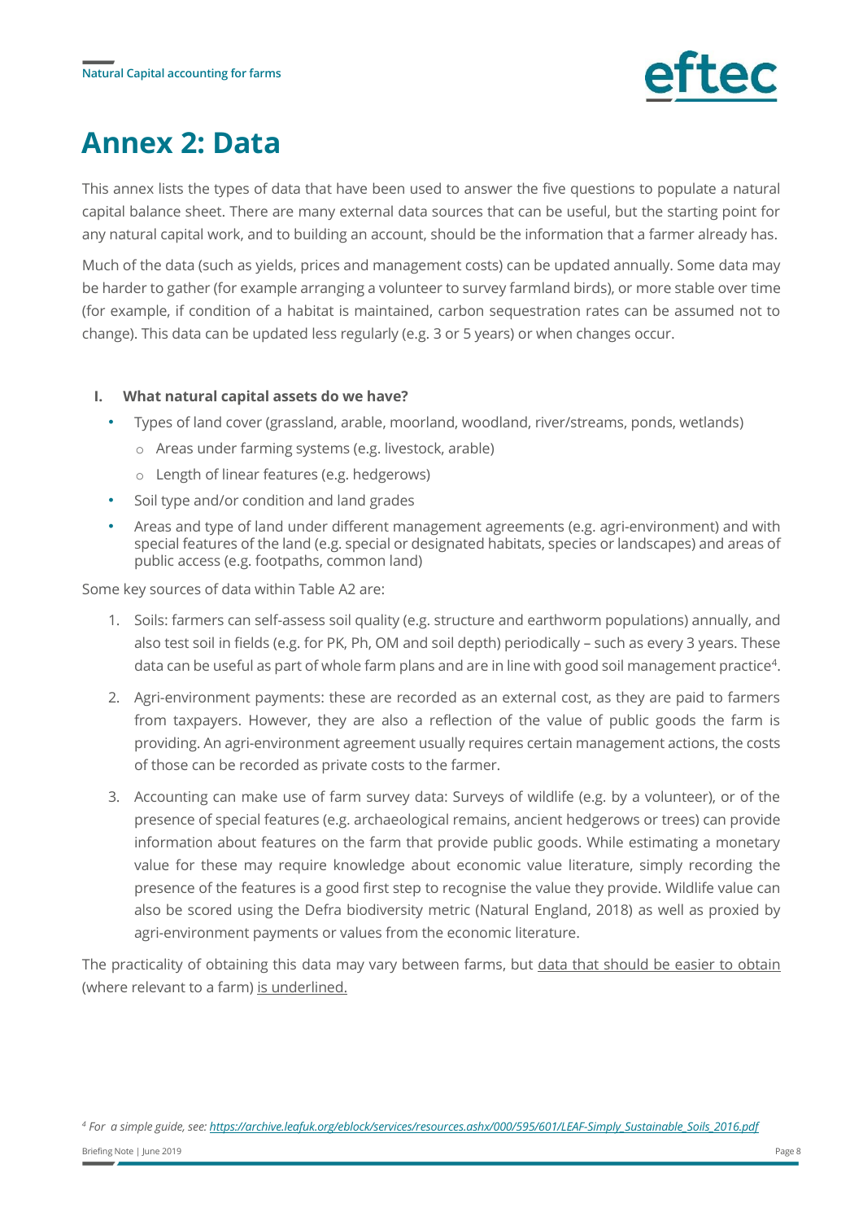# Annex 2: Data

This annex lists the types of data that have been used to answer the five questions to populate a natural capital balance sheet. There are many external data sources that can be useful, but the starting point for any natural capital work, and to building an account, should be the information that a farmer already has.

Much of the data (such as yields, prices and management costs) can be updated annually. Some data may be harder to gather (for example arranging a volunteer to survey farmland birds), or more stable over time (for example, if condition of a habitat is maintained, carbon sequestration rates can be assumed not to change). This data can be updated less regularly (e.g. 3 or 5 years) or when changes occur.

I. **What natural capital assets do we have?**

- Types of land cover (grassland, arable, moorland, woodland, river/streams, ponds, wetlands)
  - Areas under farming systems (e.g. livestock, arable)
  - Length of linear features (e.g. hedgerows)
- Soil type and/or condition and land grades
- Areas and type of land under different management agreements (e.g. agri-environment) and with special features of the land (e.g. special or designated habitats, species or landscapes) and areas of public access (e.g. footpaths, common land)

Some key sources of data within Table A2 are:

1. Soils: farmers can self-assess soil quality (e.g. structure and earthworm populations) annually, and also test soil in fields (e.g. for PK, Ph, OM and soil depth) periodically – such as every 3 years. These data can be useful as part of whole farm plans and are in line with good soil management practice[4].
2. Agri-environment payments: these are recorded as an external cost, as they are paid to farmers from taxpayers. However, they are also a reflection of the value of public goods the farm is providing. An agri-environment agreement usually requires certain management actions, the costs of those can be recorded as private costs to the farmer.
3. Accounting can make use of farm survey data: Surveys of wildlife (e.g. by a volunteer), or of the presence of special features (e.g. archaeological remains, ancient hedgerows or trees) can provide information about features on the farm that provide public goods. While estimating a monetary value for these may require knowledge about economic value literature, simply recording the presence of the features is a good first step to recognise the value they provide. Wildlife value can also be scored using the Defra biodiversity metric (Natural England, 2018) as well as proxied by agri-environment payments or values from the economic literature.

The practicality of obtaining this data may vary between farms, but <u>data that should be easier to obtain</u> (where relevant to a farm) <u>is underlined.</u>

[4] *For a simple guide, see: https://archive.leafuk.org/eblock/services/resources.ashx/000/595/601/LEAF-Simply_Sustainable_Soils_2016.pdf*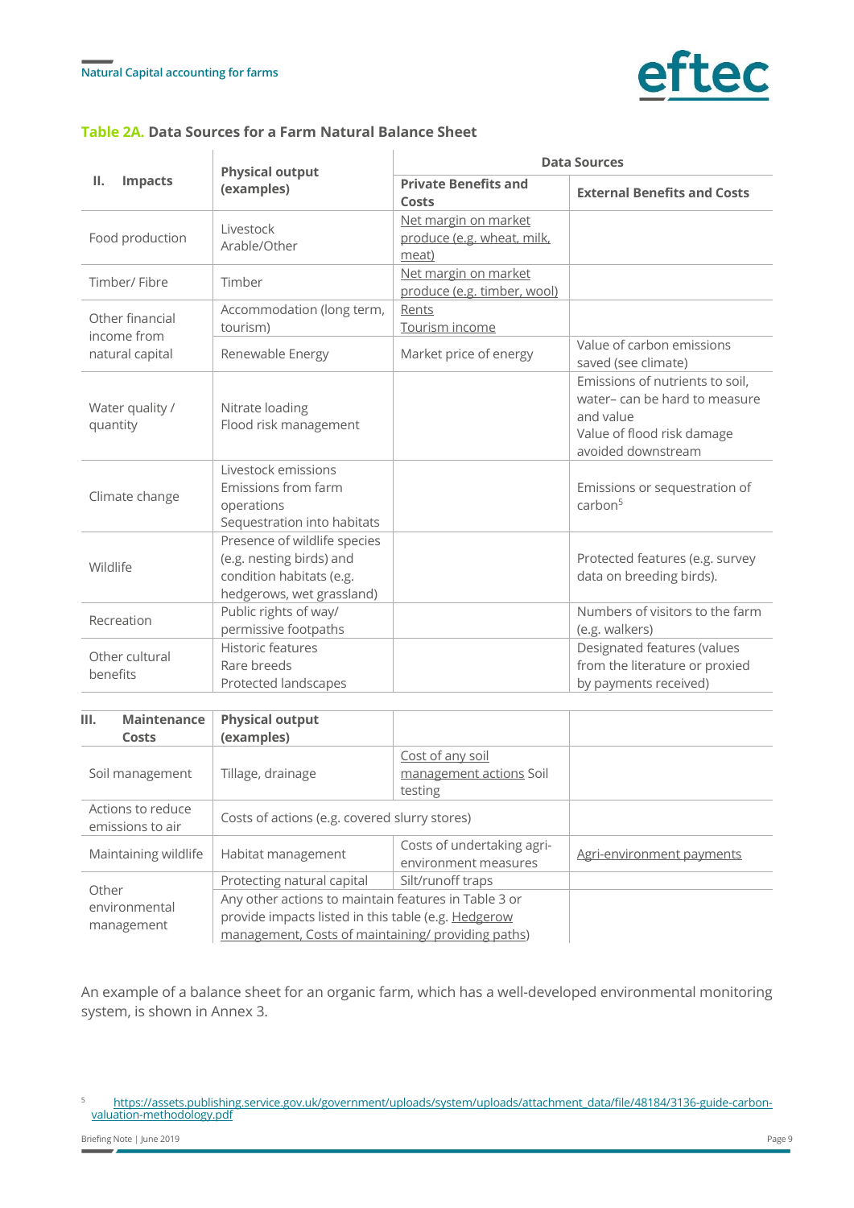**Table 2A. Data Sources for a Farm Natural Balance Sheet**

| II. Impacts | Physical output (examples) | Data Sources | |
|---|---|---|---|
| | | Private Benefits and Costs | External Benefits and Costs |
| Food production | Livestock<br>Arable/Other | Net margin on market produce (e.g. wheat, milk, meat) | |
| Timber/ Fibre | Timber | Net margin on market produce (e.g. timber, wool) | |
| Other financial income from natural capital | Accommodation (long term, tourism) | Rents<br>Tourism income | |
| | Renewable Energy | Market price of energy | Value of carbon emissions saved (see climate) |
| Water quality / quantity | Nitrate loading<br>Flood risk management | | Emissions of nutrients to soil, water– can be hard to measure and value<br>Value of flood risk damage avoided downstream |
| Climate change | Livestock emissions<br>Emissions from farm operations<br>Sequestration into habitats | | Emissions or sequestration of carbon[5] |
| Wildlife | Presence of wildlife species (e.g. nesting birds) and condition habitats (e.g. hedgerows, wet grassland) | | Protected features (e.g. survey data on breeding birds). |
| Recreation | Public rights of way/ permissive footpaths | | Numbers of visitors to the farm (e.g. walkers) |
| Other cultural benefits | Historic features<br>Rare breeds<br>Protected landscapes | | Designated features (values from the literature or proxied by payments received) |

| III. Maintenance Costs | Physical output (examples) | | |
|---|---|---|---|
| Soil management | Tillage, drainage | Cost of any soil management actions Soil testing | |
| Actions to reduce emissions to air | Costs of actions (e.g. covered slurry stores) | | |
| Maintaining wildlife | Habitat management | Costs of undertaking agri-environment measures | Agri-environment payments |
| Other environmental management | Protecting natural capital | Silt/runoff traps | |
| | Any other actions to maintain features in Table 3 or provide impacts listed in this table (e.g. Hedgerow management, Costs of maintaining/ providing paths) | | |

An example of a balance sheet for an organic farm, which has a well-developed environmental monitoring system, is shown in Annex 3.

[5] https://assets.publishing.service.gov.uk/government/uploads/system/uploads/attachment_data/file/48184/3136-guide-carbon-valuation-methodology.pdf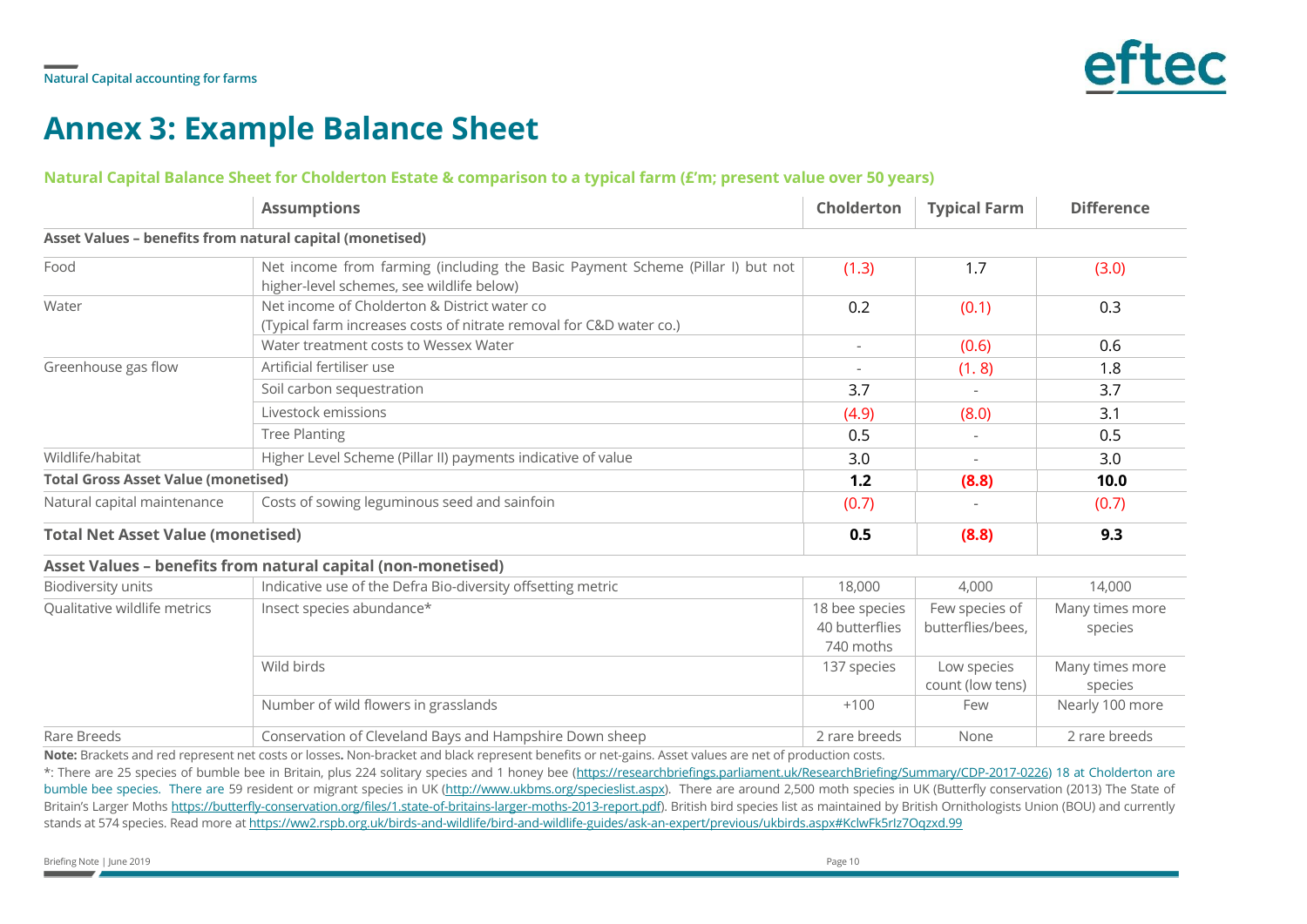# Annex 3: Example Balance Sheet

**Natural Capital Balance Sheet for Cholderton Estate & comparison to a typical farm (£'m; present value over 50 years)**

| | Assumptions | Cholderton | Typical Farm | Difference |
|---|---|---|---|---|
| **Asset Values – benefits from natural capital (monetised)** | | | | |
| Food | Net income from farming (including the Basic Payment Scheme (Pillar I) but not higher-level schemes, see wildlife below) | (1.3) | 1.7 | (3.0) |
| Water | Net income of Cholderton & District water co (Typical farm increases costs of nitrate removal for C&D water co.) | 0.2 | (0.1) | 0.3 |
| | Water treatment costs to Wessex Water | - | (0.6) | 0.6 |
| Greenhouse gas flow | Artificial fertiliser use | - | (1. 8) | 1.8 |
| | Soil carbon sequestration | 3.7 | - | 3.7 |
| | Livestock emissions | (4.9) | (8.0) | 3.1 |
| | Tree Planting | 0.5 | - | 0.5 |
| Wildlife/habitat | Higher Level Scheme (Pillar II) payments indicative of value | 3.0 | - | 3.0 |
| **Total Gross Asset Value (monetised)** | | **1.2** | **(8.8)** | **10.0** |
| Natural capital maintenance | Costs of sowing leguminous seed and sainfoin | (0.7) | - | (0.7) |
| **Total Net Asset Value (monetised)** | | **0.5** | **(8.8)** | **9.3** |
| **Asset Values – benefits from natural capital (non-monetised)** | | | | |
| Biodiversity units | Indicative use of the Defra Bio-diversity offsetting metric | 18,000 | 4,000 | 14,000 |
| Qualitative wildlife metrics | Insect species abundance* | 18 bee species 40 butterflies 740 moths | Few species of butterflies/bees, | Many times more species |
| | Wild birds | 137 species | Low species count (low tens) | Many times more species |
| | Number of wild flowers in grasslands | +100 | Few | Nearly 100 more |
| Rare Breeds | Conservation of Cleveland Bays and Hampshire Down sheep | 2 rare breeds | None | 2 rare breeds |

**Note:** Brackets and red represent net costs or losses**.** Non-bracket and black represent benefits or net-gains. Asset values are net of production costs.

*: There are 25 species of bumble bee in Britain, plus 224 solitary species and 1 honey bee (https://researchbriefings.parliament.uk/ResearchBriefing/Summary/CDP-2017-0226) 18 at Cholderton are bumble bee species. There are 59 resident or migrant species in UK (http://www.ukbms.org/specieslist.aspx). There are around 2,500 moth species in UK (Butterfly conservation (2013) The State of Britain's Larger Moths https://butterfly-conservation.org/files/1.state-of-britains-larger-moths-2013-report.pdf). British bird species list as maintained by British Ornithologists Union (BOU) and currently stands at 574 species. Read more at https://ww2.rspb.org.uk/birds-and-wildlife/bird-and-wildlife-guides/ask-an-expert/previous/ukbirds.aspx#KclwFk5rIz7Oqzxd.99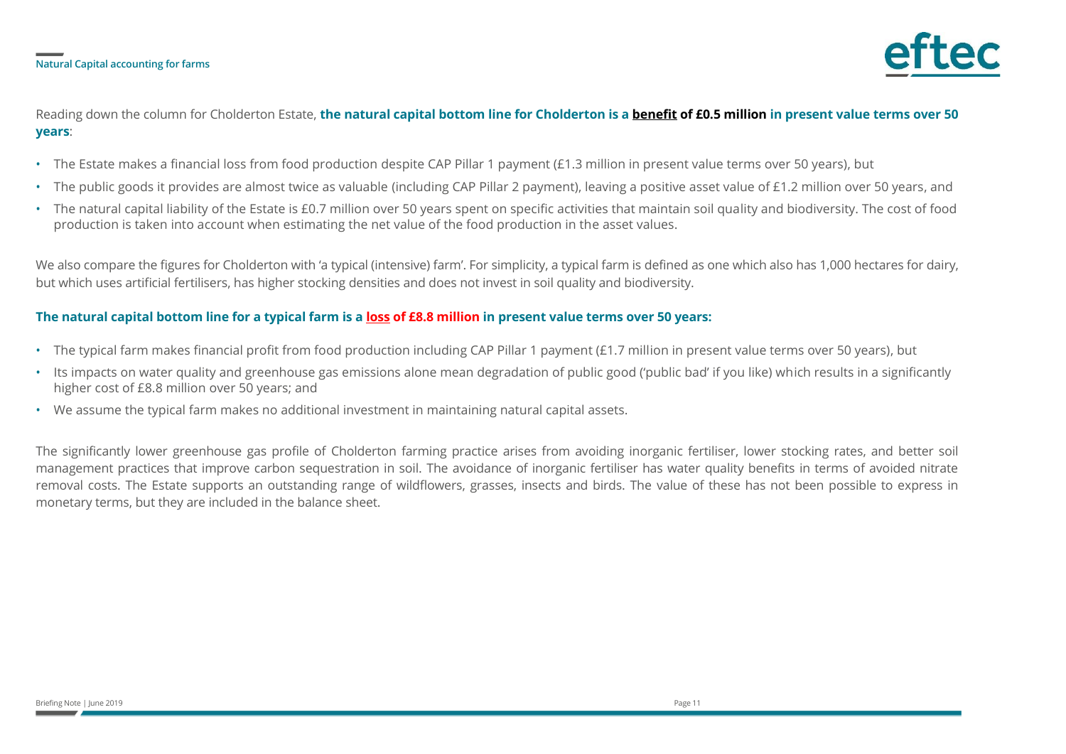Reading down the column for Cholderton Estate, **the natural capital bottom line for Cholderton is a benefit of £0.5 million in present value terms over 50 years**:

- The Estate makes a financial loss from food production despite CAP Pillar 1 payment (£1.3 million in present value terms over 50 years), but
- The public goods it provides are almost twice as valuable (including CAP Pillar 2 payment), leaving a positive asset value of £1.2 million over 50 years, and
- The natural capital liability of the Estate is £0.7 million over 50 years spent on specific activities that maintain soil quality and biodiversity. The cost of food production is taken into account when estimating the net value of the food production in the asset values.

We also compare the figures for Cholderton with 'a typical (intensive) farm'. For simplicity, a typical farm is defined as one which also has 1,000 hectares for dairy, but which uses artificial fertilisers, has higher stocking densities and does not invest in soil quality and biodiversity.

**The natural capital bottom line for a typical farm is a loss of £8.8 million in present value terms over 50 years:**

- The typical farm makes financial profit from food production including CAP Pillar 1 payment (£1.7 million in present value terms over 50 years), but
- Its impacts on water quality and greenhouse gas emissions alone mean degradation of public good ('public bad' if you like) which results in a significantly higher cost of £8.8 million over 50 years; and
- We assume the typical farm makes no additional investment in maintaining natural capital assets.

The significantly lower greenhouse gas profile of Cholderton farming practice arises from avoiding inorganic fertiliser, lower stocking rates, and better soil management practices that improve carbon sequestration in soil. The avoidance of inorganic fertiliser has water quality benefits in terms of avoided nitrate removal costs. The Estate supports an outstanding range of wildflowers, grasses, insects and birds. The value of these has not been possible to express in monetary terms, but they are included in the balance sheet.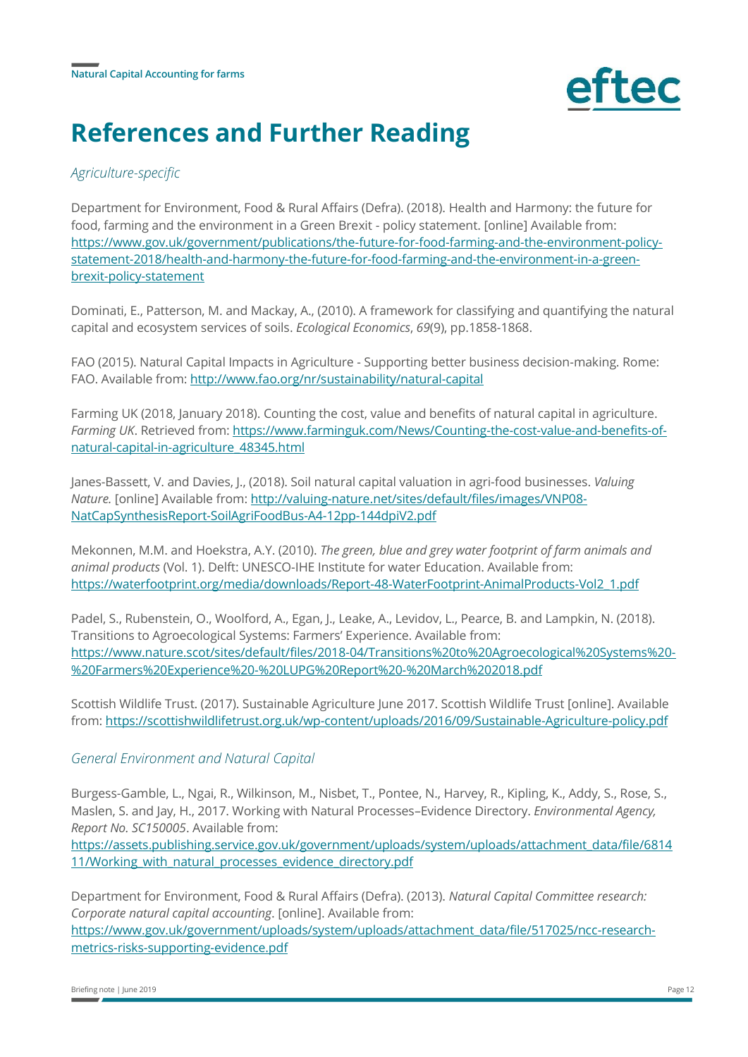# References and Further Reading

*Agriculture-specific*

Department for Environment, Food & Rural Affairs (Defra). (2018). Health and Harmony: the future for food, farming and the environment in a Green Brexit - policy statement. [online] Available from: https://www.gov.uk/government/publications/the-future-for-food-farming-and-the-environment-policy-statement-2018/health-and-harmony-the-future-for-food-farming-and-the-environment-in-a-green-brexit-policy-statement

Dominati, E., Patterson, M. and Mackay, A., (2010). A framework for classifying and quantifying the natural capital and ecosystem services of soils. *Ecological Economics*, *69*(9), pp.1858-1868.

FAO (2015). Natural Capital Impacts in Agriculture - Supporting better business decision-making. Rome: FAO. Available from: http://www.fao.org/nr/sustainability/natural-capital

Farming UK (2018, January 2018). Counting the cost, value and benefits of natural capital in agriculture. *Farming UK*. Retrieved from: https://www.farminguk.com/News/Counting-the-cost-value-and-benefits-of-natural-capital-in-agriculture_48345.html

Janes-Bassett, V. and Davies, J., (2018). Soil natural capital valuation in agri-food businesses. *Valuing Nature.* [online] Available from: http://valuing-nature.net/sites/default/files/images/VNP08-NatCapSynthesisReport-SoilAgriFoodBus-A4-12pp-144dpiV2.pdf

Mekonnen, M.M. and Hoekstra, A.Y. (2010). *The green, blue and grey water footprint of farm animals and animal products* (Vol. 1). Delft: UNESCO-IHE Institute for water Education. Available from: https://waterfootprint.org/media/downloads/Report-48-WaterFootprint-AnimalProducts-Vol2_1.pdf

Padel, S., Rubenstein, O., Woolford, A., Egan, J., Leake, A., Levidov, L., Pearce, B. and Lampkin, N. (2018). Transitions to Agroecological Systems: Farmers' Experience. Available from: https://www.nature.scot/sites/default/files/2018-04/Transitions%20to%20Agroecological%20Systems%20-%20Farmers%20Experience%20-%20LUPG%20Report%20-%20March%202018.pdf

Scottish Wildlife Trust. (2017). Sustainable Agriculture June 2017. Scottish Wildlife Trust [online]. Available from: https://scottishwildlifetrust.org.uk/wp-content/uploads/2016/09/Sustainable-Agriculture-policy.pdf

*General Environment and Natural Capital*

Burgess-Gamble, L., Ngai, R., Wilkinson, M., Nisbet, T., Pontee, N., Harvey, R., Kipling, K., Addy, S., Rose, S., Maslen, S. and Jay, H., 2017. Working with Natural Processes–Evidence Directory. *Environmental Agency, Report No. SC150005*. Available from: https://assets.publishing.service.gov.uk/government/uploads/system/uploads/attachment_data/file/681411/Working_with_natural_processes_evidence_directory.pdf

Department for Environment, Food & Rural Affairs (Defra). (2013). *Natural Capital Committee research: Corporate natural capital accounting*. [online]. Available from: https://www.gov.uk/government/uploads/system/uploads/attachment_data/file/517025/ncc-research-metrics-risks-supporting-evidence.pdf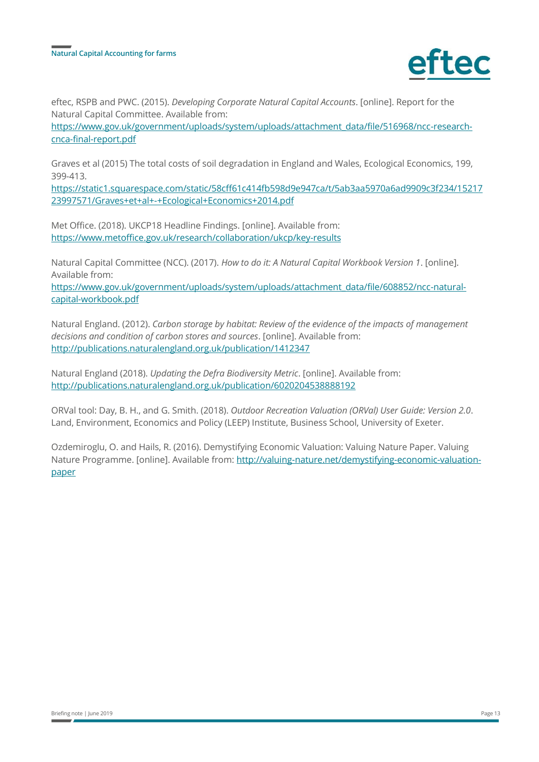eftec, RSPB and PWC. (2015). *Developing Corporate Natural Capital Accounts*. [online]. Report for the Natural Capital Committee. Available from: https://www.gov.uk/government/uploads/system/uploads/attachment_data/file/516968/ncc-research-cnca-final-report.pdf

Graves et al (2015) The total costs of soil degradation in England and Wales, Ecological Economics, 199, 399-413. https://static1.squarespace.com/static/58cff61c414fb598d9e947ca/t/5ab3aa5970a6ad9909c3f234/1521723997571/Graves+et+al+-+Ecological+Economics+2014.pdf

Met Office. (2018). UKCP18 Headline Findings. [online]. Available from: https://www.metoffice.gov.uk/research/collaboration/ukcp/key-results

Natural Capital Committee (NCC). (2017). *How to do it: A Natural Capital Workbook Version 1*. [online]. Available from: https://www.gov.uk/government/uploads/system/uploads/attachment_data/file/608852/ncc-natural-capital-workbook.pdf

Natural England. (2012). *Carbon storage by habitat: Review of the evidence of the impacts of management decisions and condition of carbon stores and sources*. [online]. Available from: http://publications.naturalengland.org.uk/publication/1412347

Natural England (2018). *Updating the Defra Biodiversity Metric*. [online]. Available from: http://publications.naturalengland.org.uk/publication/6020204538888192

ORVal tool: Day, B. H., and G. Smith. (2018). *Outdoor Recreation Valuation (ORVal) User Guide: Version 2.0*. Land, Environment, Economics and Policy (LEEP) Institute, Business School, University of Exeter.

Ozdemiroglu, O. and Hails, R. (2016). Demystifying Economic Valuation: Valuing Nature Paper. Valuing Nature Programme. [online]. Available from: http://valuing-nature.net/demystifying-economic-valuation-paper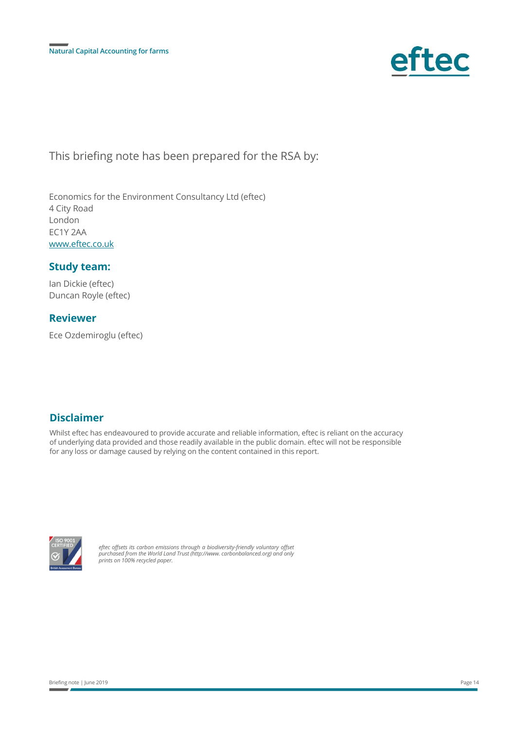This briefing note has been prepared for the RSA by:

Economics for the Environment Consultancy Ltd (eftec)
4 City Road
London
EC1Y 2AA
www.eftec.co.uk

## Study team:

Ian Dickie (eftec)
Duncan Royle (eftec)

## Reviewer

Ece Ozdemiroglu (eftec)

## Disclaimer

Whilst eftec has endeavoured to provide accurate and reliable information, eftec is reliant on the accuracy of underlying data provided and those readily available in the public domain. eftec will not be responsible for any loss or damage caused by relying on the content contained in this report.

ISO 9001 CERTIFIED

*eftec offsets its carbon emissions through a biodiversity-friendly voluntary offset purchased from the World Land Trust (http://www. carbonbalanced.org) and only prints on 100% recycled paper.*